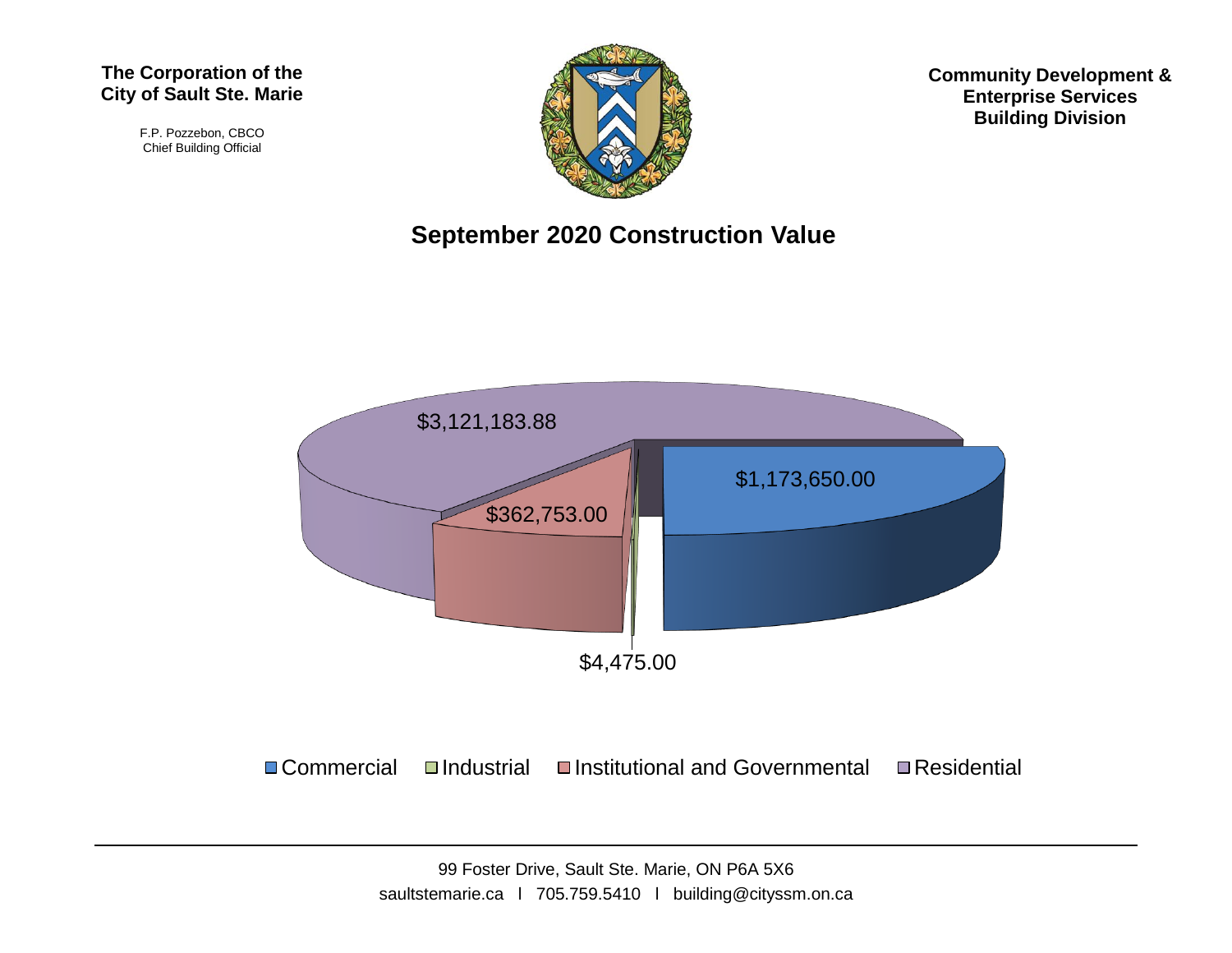**The Corporation of the City of Sault Ste. Marie**

F.P. Pozzebon, CBCO
Chief Building Official

**Community Development & Enterprise Services Building Division**

## September 2020 Construction Value

| Category | Value |
|---|---|
| Commercial | $1,173,650.00 |
| Industrial | $4,475.00 |
| Institutional and Governmental | $362,753.00 |
| Residential | $3,121,183.88 |

99 Foster Drive, Sault Ste. Marie, ON P6A 5X6
saultstemarie.ca l 705.759.5410 l building@cityssm.on.ca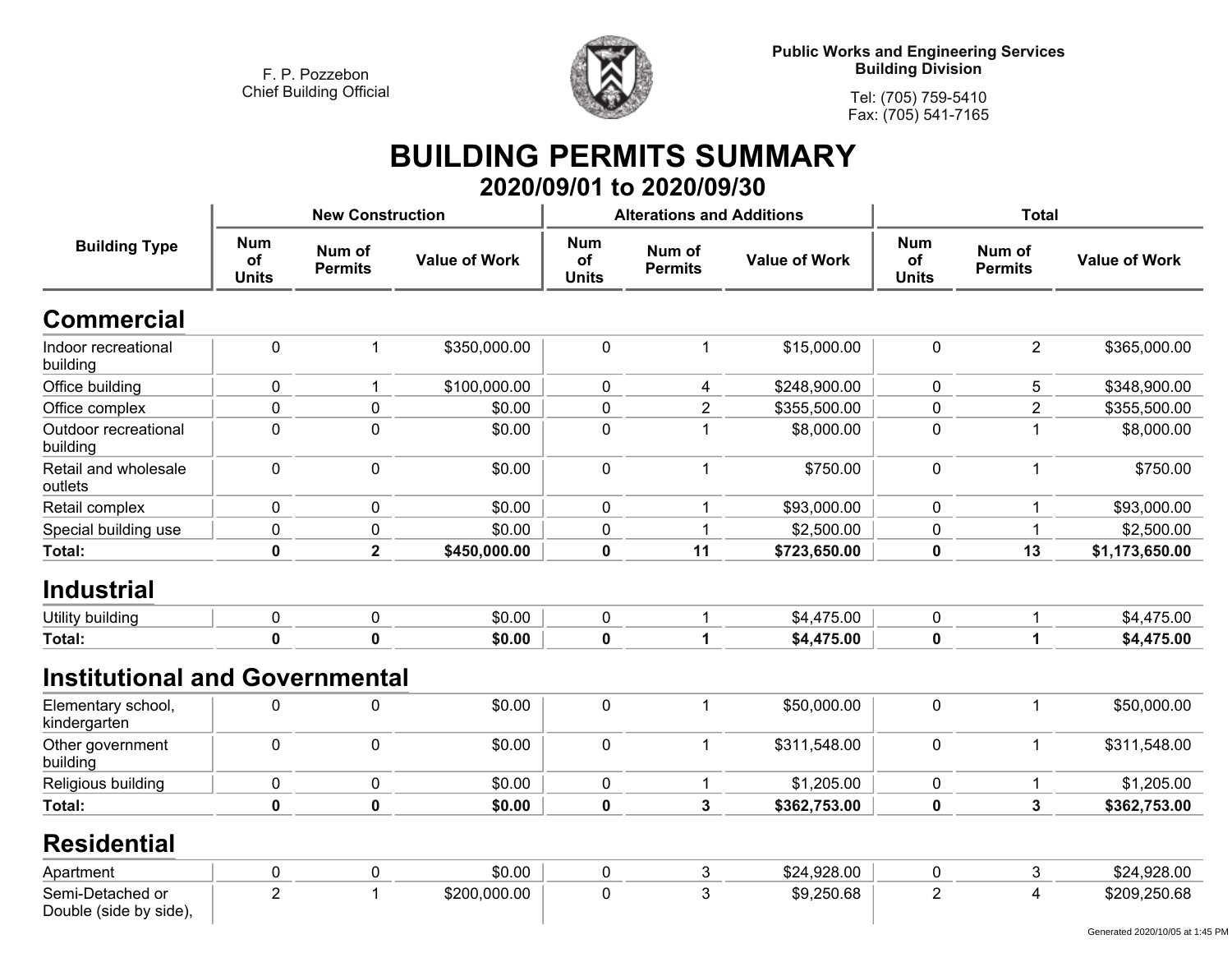F. P. Pozzebon
Chief Building Official

**Public Works and Engineering Services**
**Building Division**

Tel: (705) 759-5410
Fax: (705) 541-7165

# BUILDING PERMITS SUMMARY

## 2020/09/01 to 2020/09/30

| Building Type | New Construction | | | Alterations and Additions | | | Total | | |
|---|---|---|---|---|---|---|---|---|---|
| | Num of Units | Num of Permits | Value of Work | Num of Units | Num of Permits | Value of Work | Num of Units | Num of Permits | Value of Work |
| **Commercial** | | | | | | | | | |
| Indoor recreational building | 0 | 1 | $350,000.00 | 0 | 1 | $15,000.00 | 0 | 2 | $365,000.00 |
| Office building | 0 | 1 | $100,000.00 | 0 | 4 | $248,900.00 | 0 | 5 | $348,900.00 |
| Office complex | 0 | 0 | $0.00 | 0 | 2 | $355,500.00 | 0 | 2 | $355,500.00 |
| Outdoor recreational building | 0 | 0 | $0.00 | 0 | 1 | $8,000.00 | 0 | 1 | $8,000.00 |
| Retail and wholesale outlets | 0 | 0 | $0.00 | 0 | 1 | $750.00 | 0 | 1 | $750.00 |
| Retail complex | 0 | 0 | $0.00 | 0 | 1 | $93,000.00 | 0 | 1 | $93,000.00 |
| Special building use | 0 | 0 | $0.00 | 0 | 1 | $2,500.00 | 0 | 1 | $2,500.00 |
| **Total:** | **0** | **2** | **$450,000.00** | **0** | **11** | **$723,650.00** | **0** | **13** | **$1,173,650.00** |
| **Industrial** | | | | | | | | | |
| Utility building | 0 | 0 | $0.00 | 0 | 1 | $4,475.00 | 0 | 1 | $4,475.00 |
| **Total:** | **0** | **0** | **$0.00** | **0** | **1** | **$4,475.00** | **0** | **1** | **$4,475.00** |
| **Institutional and Governmental** | | | | | | | | | |
| Elementary school, kindergarten | 0 | 0 | $0.00 | 0 | 1 | $50,000.00 | 0 | 1 | $50,000.00 |
| Other government building | 0 | 0 | $0.00 | 0 | 1 | $311,548.00 | 0 | 1 | $311,548.00 |
| Religious building | 0 | 0 | $0.00 | 0 | 1 | $1,205.00 | 0 | 1 | $1,205.00 |
| **Total:** | **0** | **0** | **$0.00** | **0** | **3** | **$362,753.00** | **0** | **3** | **$362,753.00** |
| **Residential** | | | | | | | | | |
| Apartment | 0 | 0 | $0.00 | 0 | 3 | $24,928.00 | 0 | 3 | $24,928.00 |
| Semi-Detached or Double (side by side), | 2 | 1 | $200,000.00 | 0 | 3 | $9,250.68 | 2 | 4 | $209,250.68 |

Generated 2020/10/05 at 1:45 PM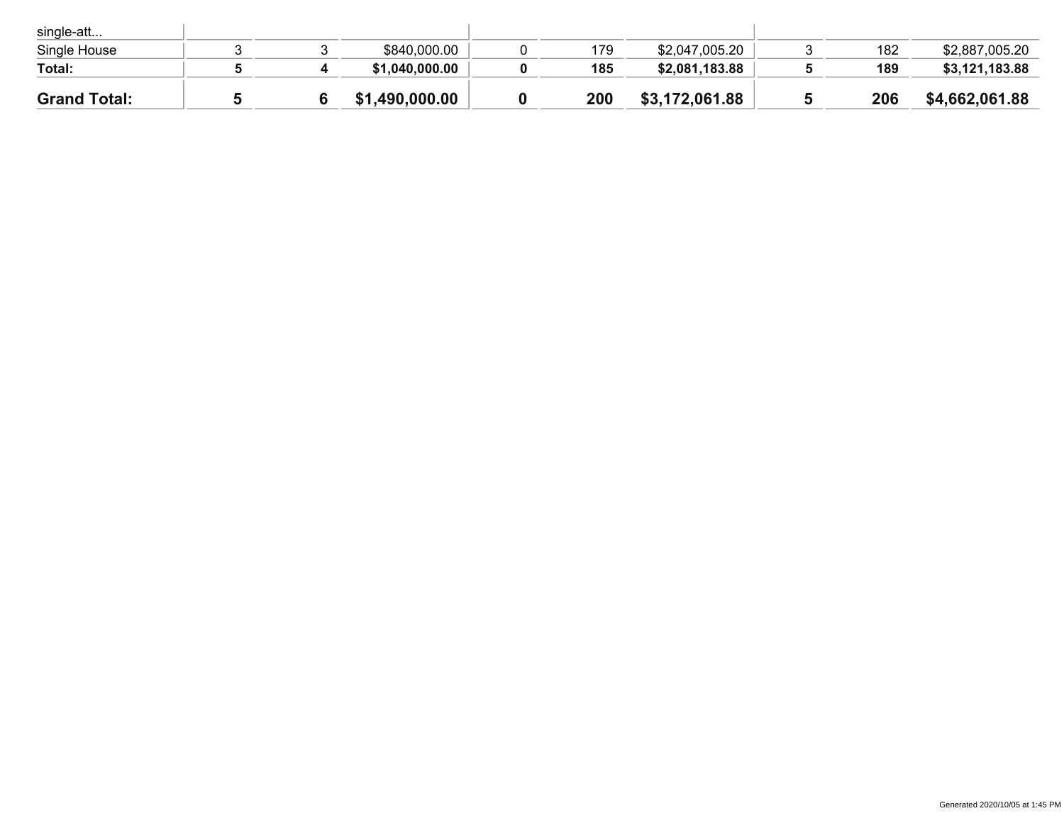| | | | | | | | | | |
|---|---|---|---|---|---|---|---|---|---|
| single-att... | | | | | | | | | |
| Single House | 3 | 3 | $840,000.00 | 0 | 179 | $2,047,005.20 | 3 | 182 | $2,887,005.20 |
| **Total:** | **5** | **4** | **$1,040,000.00** | **0** | **185** | **$2,081,183.88** | **5** | **189** | **$3,121,183.88** |
| **Grand Total:** | **5** | **6** | **$1,490,000.00** | **0** | **200** | **$3,172,061.88** | **5** | **206** | **$4,662,061.88** |

Generated 2020/10/05 at 1:45 PM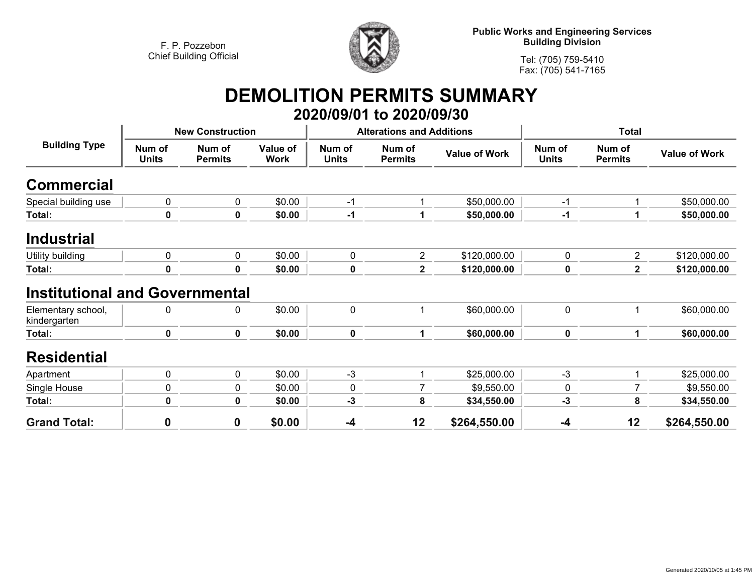F. P. Pozzebon
Chief Building Official

**Public Works and Engineering Services**
**Building Division**

Tel: (705) 759-5410
Fax: (705) 541-7165

# DEMOLITION PERMITS SUMMARY

## 2020/09/01 to 2020/09/30

| Building Type | New Construction | | | Alterations and Additions | | | Total | | |
|---|---|---|---|---|---|---|---|---|---|
| | Num of Units | Num of Permits | Value of Work | Num of Units | Num of Permits | Value of Work | Num of Units | Num of Permits | Value of Work |
| **Commercial** | | | | | | | | | |
| Special building use | 0 | 0 | $0.00 | -1 | 1 | $50,000.00 | -1 | 1 | $50,000.00 |
| **Total:** | **0** | **0** | **$0.00** | **-1** | **1** | **$50,000.00** | **-1** | **1** | **$50,000.00** |
| **Industrial** | | | | | | | | | |
| Utility building | 0 | 0 | $0.00 | 0 | 2 | $120,000.00 | 0 | 2 | $120,000.00 |
| **Total:** | **0** | **0** | **$0.00** | **0** | **2** | **$120,000.00** | **0** | **2** | **$120,000.00** |
| **Institutional and Governmental** | | | | | | | | | |
| Elementary school, kindergarten | 0 | 0 | $0.00 | 0 | 1 | $60,000.00 | 0 | 1 | $60,000.00 |
| **Total:** | **0** | **0** | **$0.00** | **0** | **1** | **$60,000.00** | **0** | **1** | **$60,000.00** |
| **Residential** | | | | | | | | | |
| Apartment | 0 | 0 | $0.00 | -3 | 1 | $25,000.00 | -3 | 1 | $25,000.00 |
| Single House | 0 | 0 | $0.00 | 0 | 7 | $9,550.00 | 0 | 7 | $9,550.00 |
| **Total:** | **0** | **0** | **$0.00** | **-3** | **8** | **$34,550.00** | **-3** | **8** | **$34,550.00** |
| **Grand Total:** | **0** | **0** | **$0.00** | **-4** | **12** | **$264,550.00** | **-4** | **12** | **$264,550.00** |

Generated 2020/10/05 at 1:45 PM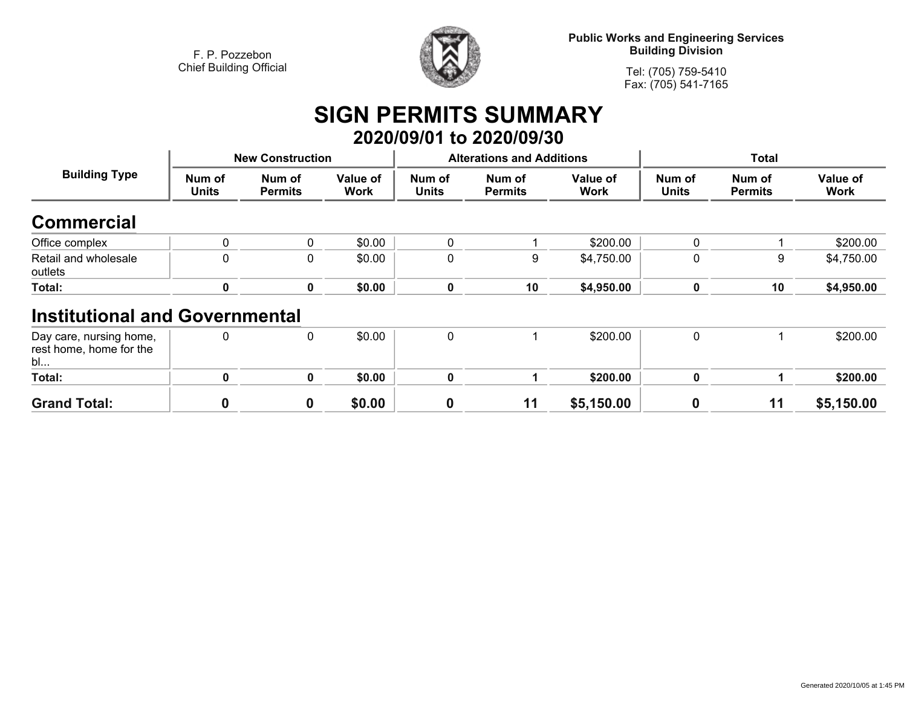F. P. Pozzebon
Chief Building Official

**Public Works and Engineering Services**
**Building Division**

Tel: (705) 759-5410
Fax: (705) 541-7165

# SIGN PERMITS SUMMARY

## 2020/09/01 to 2020/09/30

| Building Type | New Construction | | | Alterations and Additions | | | Total | | |
|---|---|---|---|---|---|---|---|---|---|
| | Num of Units | Num of Permits | Value of Work | Num of Units | Num of Permits | Value of Work | Num of Units | Num of Permits | Value of Work |
| **Commercial** | | | | | | | | | |
| Office complex | 0 | 0 | $0.00 | 0 | 1 | $200.00 | 0 | 1 | $200.00 |
| Retail and wholesale outlets | 0 | 0 | $0.00 | 0 | 9 | $4,750.00 | 0 | 9 | $4,750.00 |
| **Total:** | **0** | **0** | **$0.00** | **0** | **10** | **$4,950.00** | **0** | **10** | **$4,950.00** |
| **Institutional and Governmental** | | | | | | | | | |
| Day care, nursing home, rest home, home for the bl... | 0 | 0 | $0.00 | 0 | 1 | $200.00 | 0 | 1 | $200.00 |
| **Total:** | **0** | **0** | **$0.00** | **0** | **1** | **$200.00** | **0** | **1** | **$200.00** |
| **Grand Total:** | **0** | **0** | **$0.00** | **0** | **11** | **$5,150.00** | **0** | **11** | **$5,150.00** |

Generated 2020/10/05 at 1:45 PM